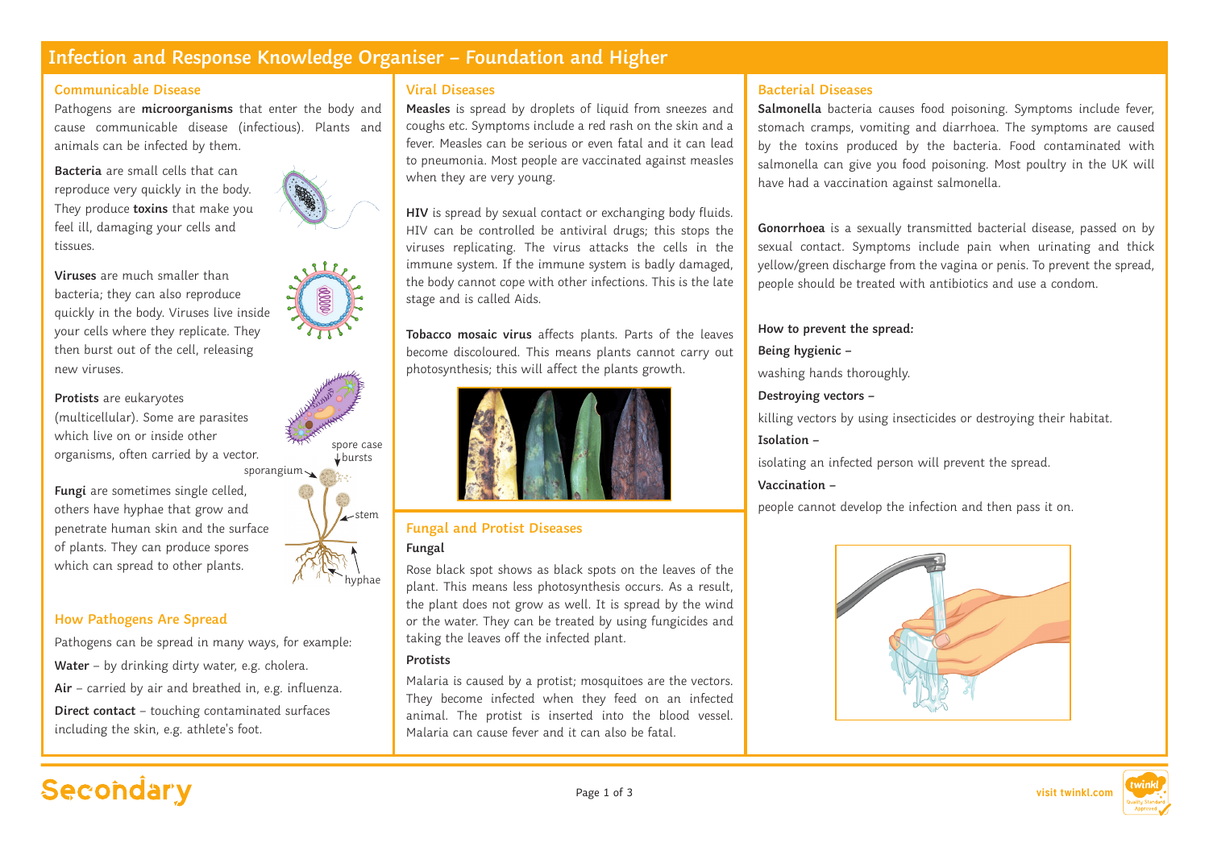# Infection and Response Knowledge Organiser – Foundation and Higher

## Communicable Disease

Pathogens are **microorganisms** that enter the body and cause communicable disease (infectious). Plants and animals can be infected by them.

**Bacteria** are small cells that can reproduce very quickly in the body. They produce **toxins** that make you feel ill, damaging your cells and tissues.

**Viruses** are much smaller than bacteria; they can also reproduce quickly in the body. Viruses live inside your cells where they replicate. They then burst out of the cell, releasing new viruses.

**Protists** are eukaryotes (multicellular). Some are parasites which live on or inside other organisms, often carried by a vector.

**Fungi** are sometimes single celled, others have hyphae that grow and penetrate human skin and the surface of plants. They can produce spores which can spread to other plants.

spore case bursts

sporangium

stem

hyphae

## How Pathogens Are Spread

Pathogens can be spread in many ways, for example:

**Water** – by drinking dirty water, e.g. cholera.

**Air** – carried by air and breathed in, e.g. influenza.

**Direct contact** – touching contaminated surfaces including the skin, e.g. athlete's foot.

## Viral Diseases

**Measles** is spread by droplets of liquid from sneezes and coughs etc. Symptoms include a red rash on the skin and a fever. Measles can be serious or even fatal and it can lead to pneumonia. Most people are vaccinated against measles when they are very young.

**HIV** is spread by sexual contact or exchanging body fluids. HIV can be controlled be antiviral drugs; this stops the viruses replicating. The virus attacks the cells in the immune system. If the immune system is badly damaged, the body cannot cope with other infections. This is the late stage and is called Aids.

**Tobacco mosaic virus** affects plants. Parts of the leaves become discoloured. This means plants cannot carry out photosynthesis; this will affect the plants growth.

## Fungal and Protist Diseases

### Fungal

Rose black spot shows as black spots on the leaves of the plant. This means less photosynthesis occurs. As a result, the plant does not grow as well. It is spread by the wind or the water. They can be treated by using fungicides and taking the leaves off the infected plant.

### Protists

Malaria is caused by a protist; mosquitoes are the vectors. They become infected when they feed on an infected animal. The protist is inserted into the blood vessel. Malaria can cause fever and it can also be fatal.

## Bacterial Diseases

**Salmonella** bacteria causes food poisoning. Symptoms include fever, stomach cramps, vomiting and diarrhoea. The symptoms are caused by the toxins produced by the bacteria. Food contaminated with salmonella can give you food poisoning. Most poultry in the UK will have had a vaccination against salmonella.

**Gonorrhoea** is a sexually transmitted bacterial disease, passed on by sexual contact. Symptoms include pain when urinating and thick yellow/green discharge from the vagina or penis. To prevent the spread, people should be treated with antibiotics and use a condom.

**How to prevent the spread:**

**Being hygienic –**

washing hands thoroughly.

**Destroying vectors –**

killing vectors by using insecticides or destroying their habitat.

**Isolation –**

isolating an infected person will prevent the spread.

**Vaccination –**

people cannot develop the infection and then pass it on.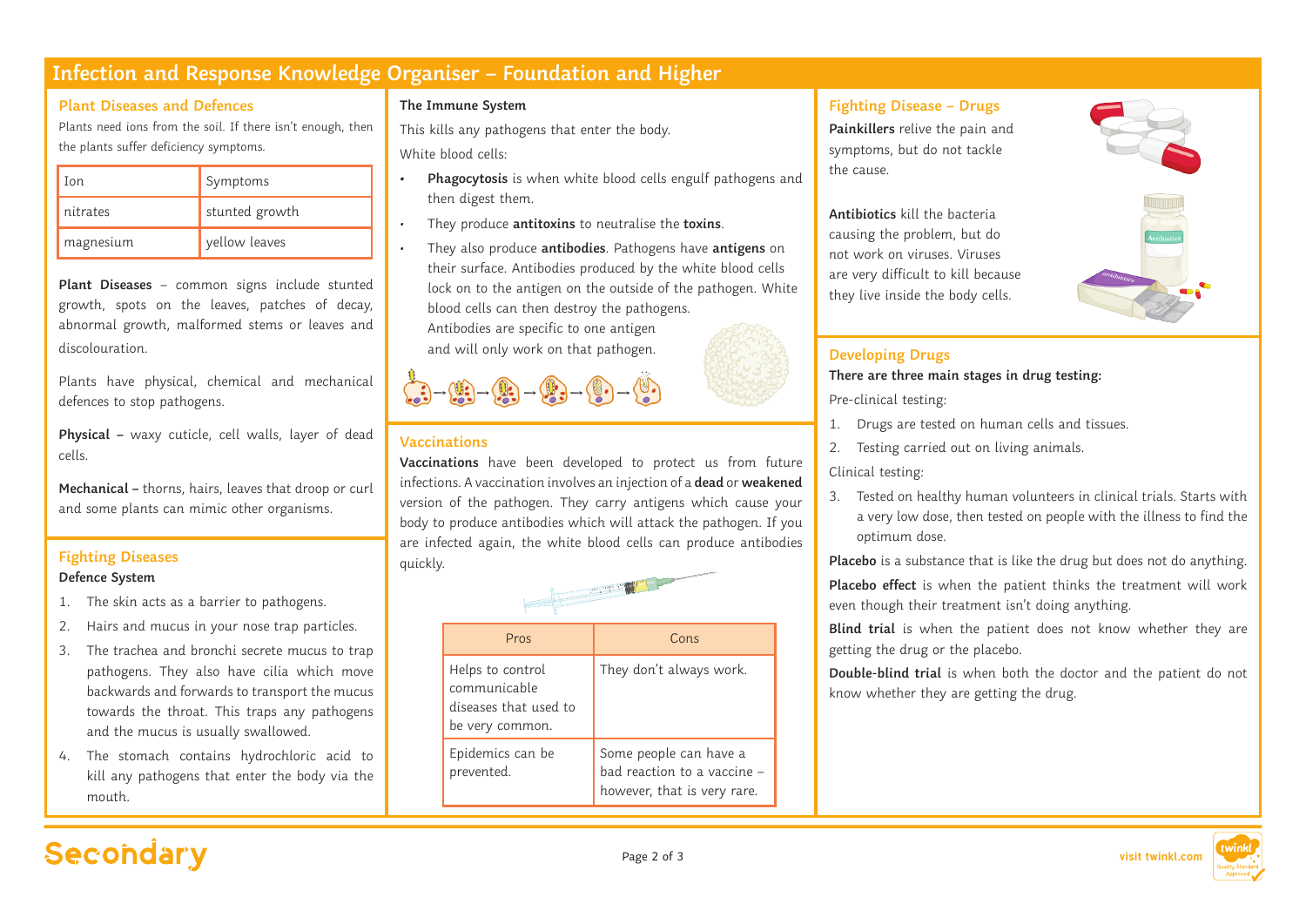# Infection and Response Knowledge Organiser – Foundation and Higher

## Plant Diseases and Defences

Plants need ions from the soil. If there isn't enough, then the plants suffer deficiency symptoms.

| Ion | Symptoms |
|---|---|
| nitrates | stunted growth |
| magnesium | yellow leaves |

**Plant Diseases** – common signs include stunted growth, spots on the leaves, patches of decay, abnormal growth, malformed stems or leaves and discolouration.

Plants have physical, chemical and mechanical defences to stop pathogens.

**Physical** – waxy cuticle, cell walls, layer of dead cells.

**Mechanical** – thorns, hairs, leaves that droop or curl and some plants can mimic other organisms.

## Fighting Diseases

**Defence System**

1. The skin acts as a barrier to pathogens.
2. Hairs and mucus in your nose trap particles.
3. The trachea and bronchi secrete mucus to trap pathogens. They also have cilia which move backwards and forwards to transport the mucus towards the throat. This traps any pathogens and the mucus is usually swallowed.
4. The stomach contains hydrochloric acid to kill any pathogens that enter the body via the mouth.

### The Immune System

This kills any pathogens that enter the body.

White blood cells:

- **Phagocytosis** is when white blood cells engulf pathogens and then digest them.
- They produce **antitoxins** to neutralise the **toxins**.
- They also produce **antibodies**. Pathogens have **antigens** on their surface. Antibodies produced by the white blood cells lock on to the antigen on the outside of the pathogen. White blood cells can then destroy the pathogens. Antibodies are specific to one antigen and will only work on that pathogen.

## Vaccinations

**Vaccinations** have been developed to protect us from future infections. A vaccination involves an injection of a **dead** or **weakened** version of the pathogen. They carry antigens which cause your body to produce antibodies which will attack the pathogen. If you are infected again, the white blood cells can produce antibodies quickly.

| Pros | Cons |
|---|---|
| Helps to control communicable diseases that used to be very common. | They don't always work. |
| Epidemics can be prevented. | Some people can have a bad reaction to a vaccine – however, that is very rare. |

## Fighting Disease – Drugs

**Painkillers** relive the pain and symptoms, but do not tackle the cause.

**Antibiotics** kill the bacteria causing the problem, but do not work on viruses. Viruses are very difficult to kill because they live inside the body cells.

## Developing Drugs

**There are three main stages in drug testing:**

Pre-clinical testing:

1. Drugs are tested on human cells and tissues.
2. Testing carried out on living animals.

Clinical testing:

3. Tested on healthy human volunteers in clinical trials. Starts with a very low dose, then tested on people with the illness to find the optimum dose.

**Placebo** is a substance that is like the drug but does not do anything.

**Placebo effect** is when the patient thinks the treatment will work even though their treatment isn't doing anything.

**Blind trial** is when the patient does not know whether they are getting the drug or the placebo.

**Double-blind trial** is when both the doctor and the patient do not know whether they are getting the drug.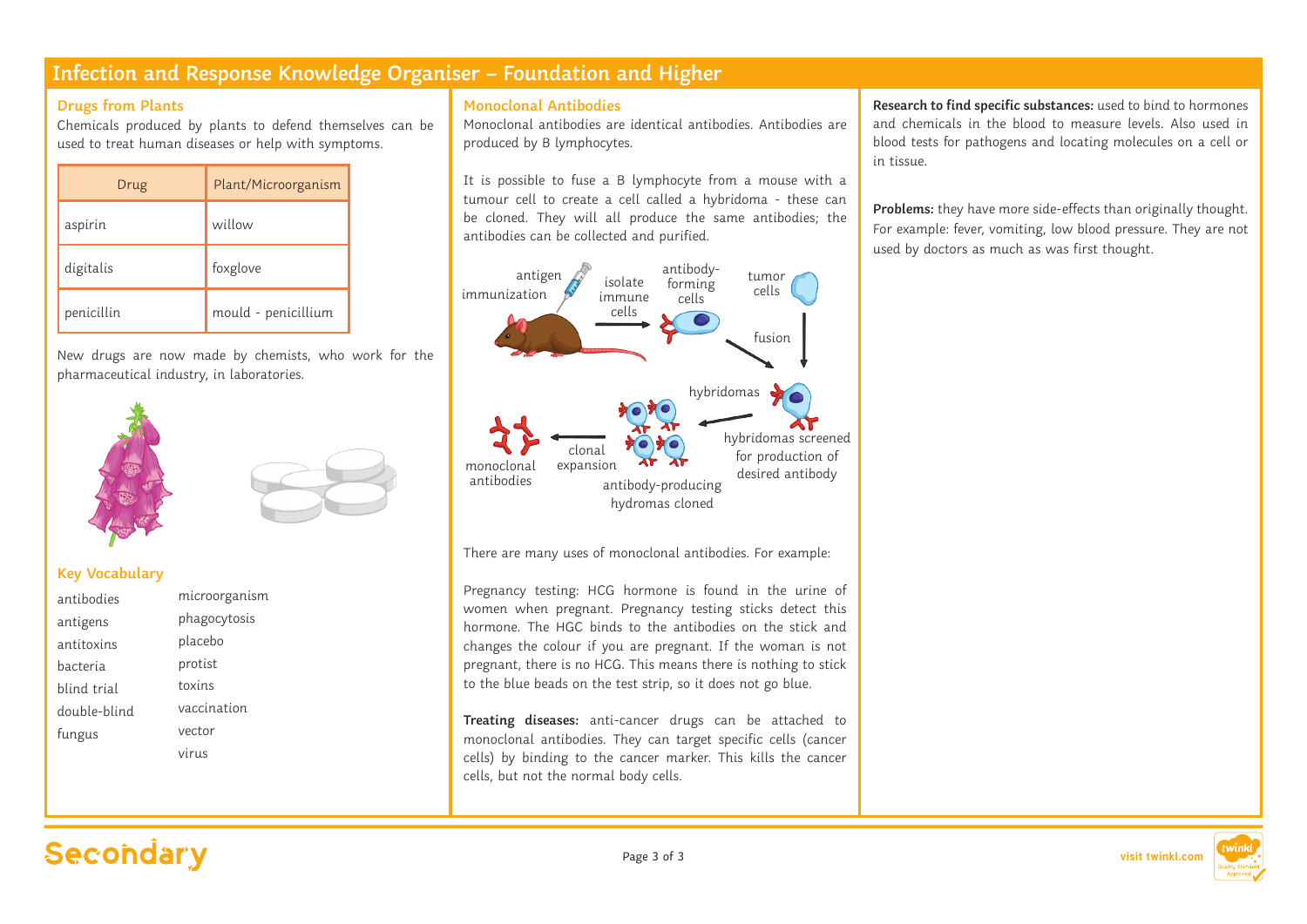# Infection and Response Knowledge Organiser – Foundation and Higher

## Drugs from Plants

Chemicals produced by plants to defend themselves can be used to treat human diseases or help with symptoms.

| Drug | Plant/Microorganism |
|---|---|
| aspirin | willow |
| digitalis | foxglove |
| penicillin | mould - penicillium |

New drugs are now made by chemists, who work for the pharmaceutical industry, in laboratories.

## Key Vocabulary

| | |
|---|---|
| antibodies | microorganism |
| antigens | phagocytosis |
| antitoxins | placebo |
| bacteria | protist |
| blind trial | toxins |
| double-blind | vaccination |
| fungus | vector |
| | virus |

## Monoclonal Antibodies

Monoclonal antibodies are identical antibodies. Antibodies are produced by B lymphocytes.

It is possible to fuse a B lymphocyte from a mouse with a tumour cell to create a cell called a hybridoma - these can be cloned. They will all produce the same antibodies; the antibodies can be collected and purified.

antigen immunization

isolate immune cells

antibody-forming cells

tumor cells

fusion

hybridomas

hybridomas screened for production of desired antibody

antibody-producing hydromas cloned

clonal expansion

monoclonal antibodies

There are many uses of monoclonal antibodies. For example:

Pregnancy testing: HCG hormone is found in the urine of women when pregnant. Pregnancy testing sticks detect this hormone. The HGC binds to the antibodies on the stick and changes the colour if you are pregnant. If the woman is not pregnant, there is no HCG. This means there is nothing to stick to the blue beads on the test strip, so it does not go blue.

**Treating diseases:** anti-cancer drugs can be attached to monoclonal antibodies. They can target specific cells (cancer cells) by binding to the cancer marker. This kills the cancer cells, but not the normal body cells.

**Research to find specific substances:** used to bind to hormones and chemicals in the blood to measure levels. Also used in blood tests for pathogens and locating molecules on a cell or in tissue.

**Problems:** they have more side-effects than originally thought. For example: fever, vomiting, low blood pressure. They are not used by doctors as much as was first thought.